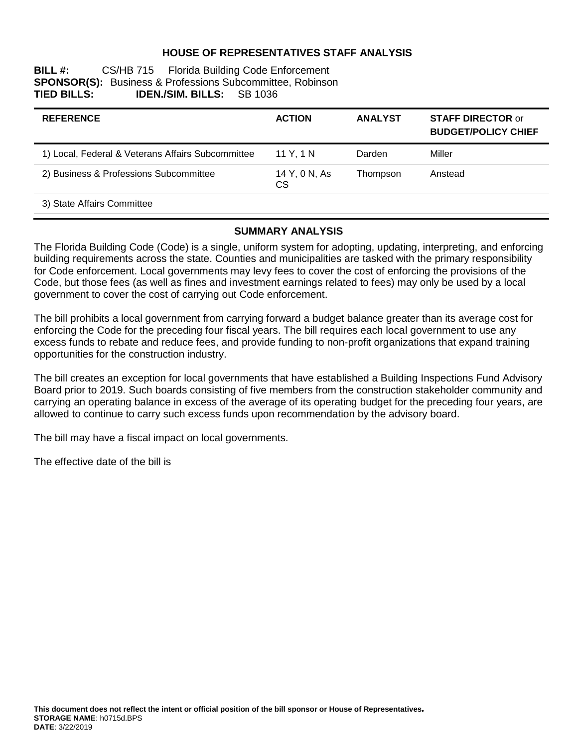# HOUSE OF REPRESENTATIVES STAFF ANALYSIS

**BILL #:** CS/HB 715 Florida Building Code Enforcement
**SPONSOR(S):** Business & Professions Subcommittee, Robinson
**TIED BILLS:** **IDEN./SIM. BILLS:** SB 1036

| REFERENCE | ACTION | ANALYST | STAFF DIRECTOR or BUDGET/POLICY CHIEF |
|---|---|---|---|
| 1) Local, Federal & Veterans Affairs Subcommittee | 11 Y, 1 N | Darden | Miller |
| 2) Business & Professions Subcommittee | 14 Y, 0 N, As CS | Thompson | Anstead |
| 3) State Affairs Committee | | | |

## SUMMARY ANALYSIS

The Florida Building Code (Code) is a single, uniform system for adopting, updating, interpreting, and enforcing building requirements across the state. Counties and municipalities are tasked with the primary responsibility for Code enforcement. Local governments may levy fees to cover the cost of enforcing the provisions of the Code, but those fees (as well as fines and investment earnings related to fees) may only be used by a local government to cover the cost of carrying out Code enforcement.

The bill prohibits a local government from carrying forward a budget balance greater than its average cost for enforcing the Code for the preceding four fiscal years. The bill requires each local government to use any excess funds to rebate and reduce fees, and provide funding to non-profit organizations that expand training opportunities for the construction industry.

The bill creates an exception for local governments that have established a Building Inspections Fund Advisory Board prior to 2019. Such boards consisting of five members from the construction stakeholder community and carrying an operating balance in excess of the average of its operating budget for the preceding four years, are allowed to continue to carry such excess funds upon recommendation by the advisory board.

The bill may have a fiscal impact on local governments.

The effective date of the bill is

**This document does not reflect the intent or official position of the bill sponsor or House of Representatives.**
**STORAGE NAME**: h0715d.BPS
**DATE**: 3/22/2019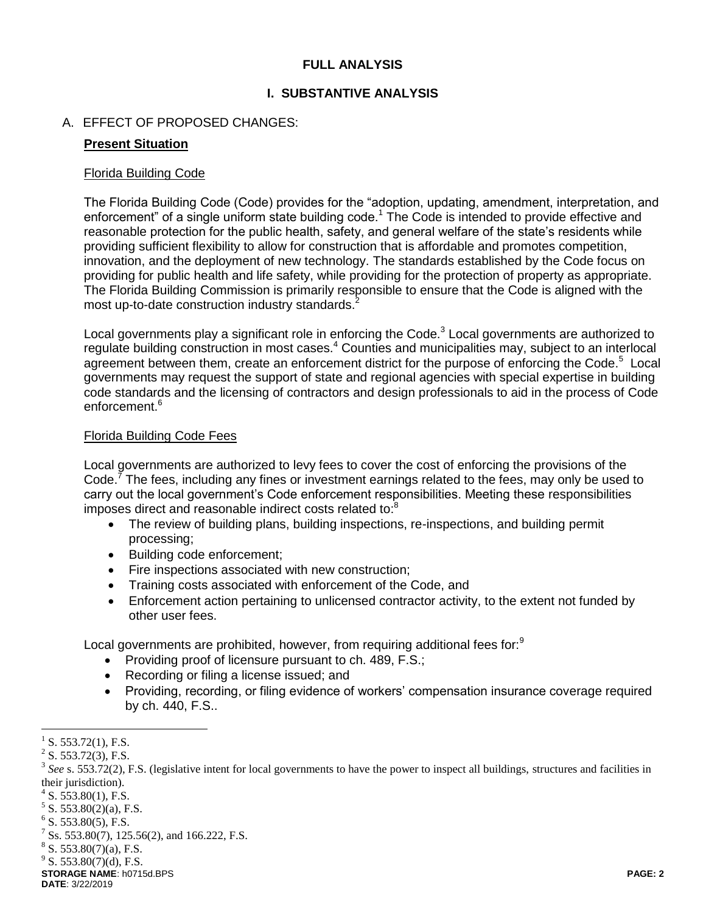**FULL ANALYSIS**

# I. SUBSTANTIVE ANALYSIS

A. EFFECT OF PROPOSED CHANGES:

**Present Situation**

Florida Building Code

The Florida Building Code (Code) provides for the "adoption, updating, amendment, interpretation, and enforcement" of a single uniform state building code.[1] The Code is intended to provide effective and reasonable protection for the public health, safety, and general welfare of the state's residents while providing sufficient flexibility to allow for construction that is affordable and promotes competition, innovation, and the deployment of new technology. The standards established by the Code focus on providing for public health and life safety, while providing for the protection of property as appropriate. The Florida Building Commission is primarily responsible to ensure that the Code is aligned with the most up-to-date construction industry standards.[2]

Local governments play a significant role in enforcing the Code.[3] Local governments are authorized to regulate building construction in most cases.[4] Counties and municipalities may, subject to an interlocal agreement between them, create an enforcement district for the purpose of enforcing the Code.[5] Local governments may request the support of state and regional agencies with special expertise in building code standards and the licensing of contractors and design professionals to aid in the process of Code enforcement.[6]

Florida Building Code Fees

Local governments are authorized to levy fees to cover the cost of enforcing the provisions of the Code.[7] The fees, including any fines or investment earnings related to the fees, may only be used to carry out the local government's Code enforcement responsibilities. Meeting these responsibilities imposes direct and reasonable indirect costs related to:[8]

- The review of building plans, building inspections, re-inspections, and building permit processing;
- Building code enforcement;
- Fire inspections associated with new construction;
- Training costs associated with enforcement of the Code, and
- Enforcement action pertaining to unlicensed contractor activity, to the extent not funded by other user fees.

Local governments are prohibited, however, from requiring additional fees for:[9]

- Providing proof of licensure pursuant to ch. 489, F.S.;
- Recording or filing a license issued; and
- Providing, recording, or filing evidence of workers' compensation insurance coverage required by ch. 440, F.S..

---

[1] S. 553.72(1), F.S.

[2] S. 553.72(3), F.S.

[3] *See* s. 553.72(2), F.S. (legislative intent for local governments to have the power to inspect all buildings, structures and facilities in their jurisdiction).

[4] S. 553.80(1), F.S.

[5] S. 553.80(2)(a), F.S.

[6] S. 553.80(5), F.S.

[7] Ss. 553.80(7), 125.56(2), and 166.222, F.S.

[8] S. 553.80(7)(a), F.S.

[9] S. 553.80(7)(d), F.S.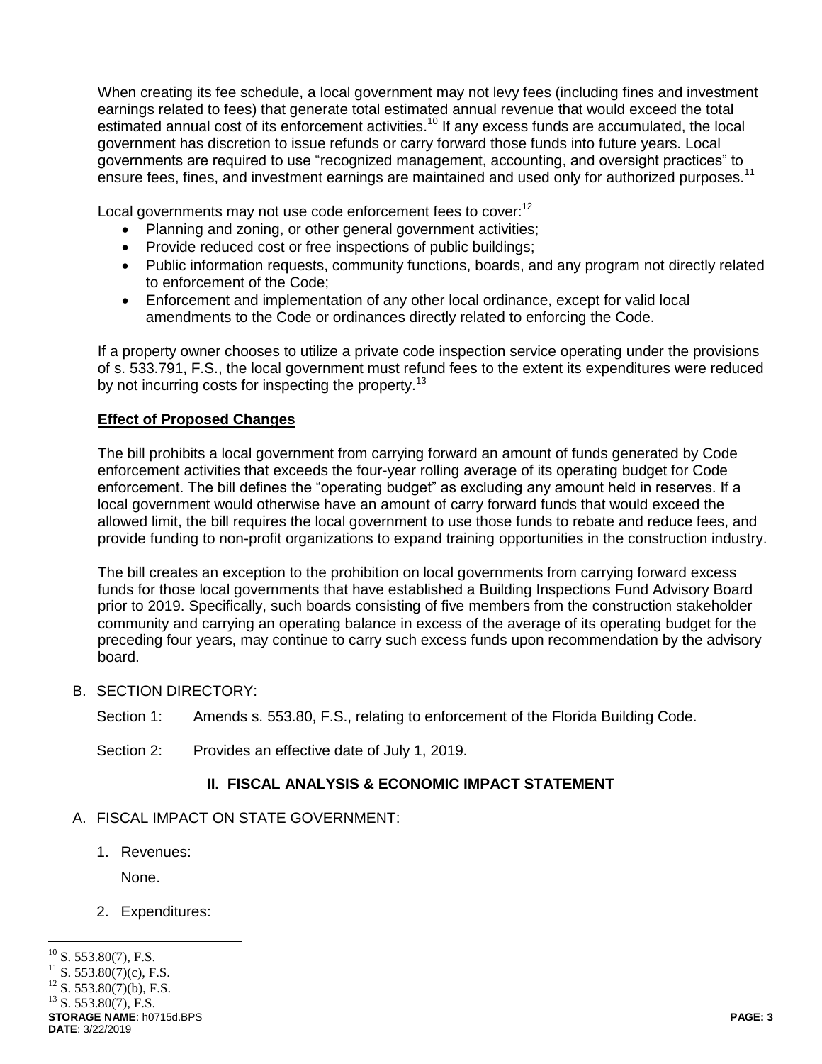When creating its fee schedule, a local government may not levy fees (including fines and investment earnings related to fees) that generate total estimated annual revenue that would exceed the total estimated annual cost of its enforcement activities.[10] If any excess funds are accumulated, the local government has discretion to issue refunds or carry forward those funds into future years. Local governments are required to use "recognized management, accounting, and oversight practices" to ensure fees, fines, and investment earnings are maintained and used only for authorized purposes.[11]

Local governments may not use code enforcement fees to cover:[12]

- Planning and zoning, or other general government activities;
- Provide reduced cost or free inspections of public buildings;
- Public information requests, community functions, boards, and any program not directly related to enforcement of the Code;
- Enforcement and implementation of any other local ordinance, except for valid local amendments to the Code or ordinances directly related to enforcing the Code.

If a property owner chooses to utilize a private code inspection service operating under the provisions of s. 533.791, F.S., the local government must refund fees to the extent its expenditures were reduced by not incurring costs for inspecting the property.[13]

**Effect of Proposed Changes**

The bill prohibits a local government from carrying forward an amount of funds generated by Code enforcement activities that exceeds the four-year rolling average of its operating budget for Code enforcement. The bill defines the "operating budget" as excluding any amount held in reserves. If a local government would otherwise have an amount of carry forward funds that would exceed the allowed limit, the bill requires the local government to use those funds to rebate and reduce fees, and provide funding to non-profit organizations to expand training opportunities in the construction industry.

The bill creates an exception to the prohibition on local governments from carrying forward excess funds for those local governments that have established a Building Inspections Fund Advisory Board prior to 2019. Specifically, such boards consisting of five members from the construction stakeholder community and carrying an operating balance in excess of the average of its operating budget for the preceding four years, may continue to carry such excess funds upon recommendation by the advisory board.

B. SECTION DIRECTORY:

Section 1: Amends s. 553.80, F.S., relating to enforcement of the Florida Building Code.

Section 2: Provides an effective date of July 1, 2019.

## II. FISCAL ANALYSIS & ECONOMIC IMPACT STATEMENT

A. FISCAL IMPACT ON STATE GOVERNMENT:

1. Revenues:

   None.

2. Expenditures:

---

[10] S. 553.80(7), F.S.
[11] S. 553.80(7)(c), F.S.
[12] S. 553.80(7)(b), F.S.
[13] S. 553.80(7), F.S.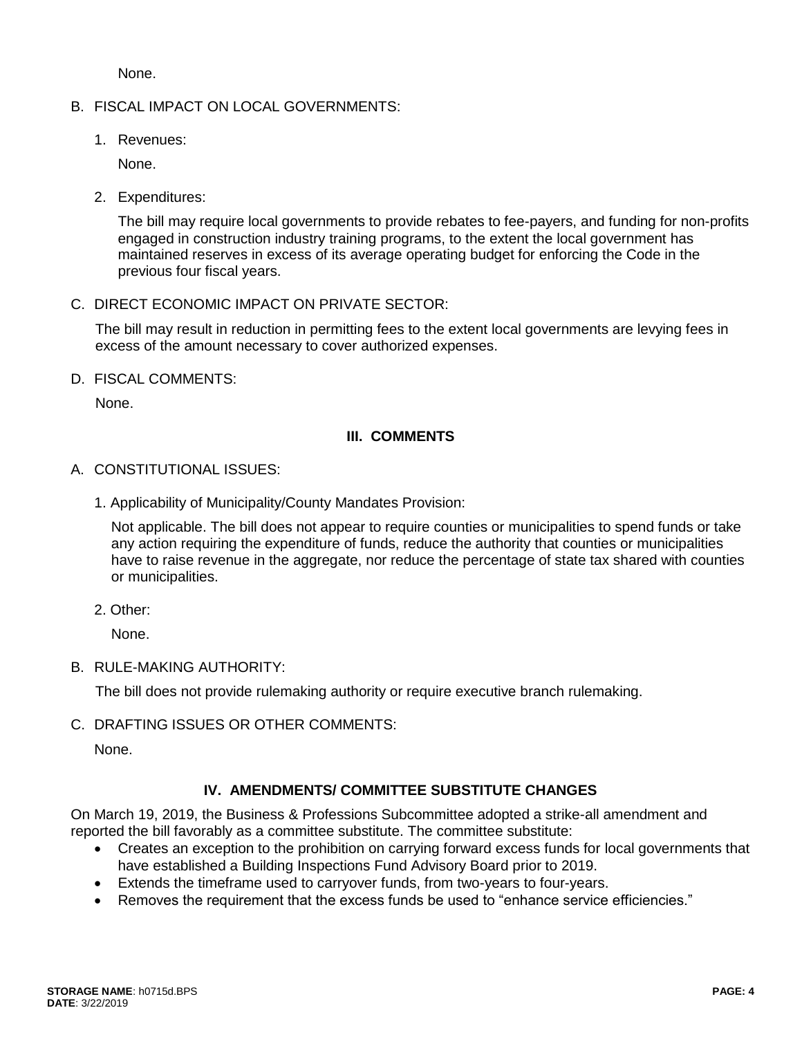None.

B. FISCAL IMPACT ON LOCAL GOVERNMENTS:

1. Revenues:

   None.

2. Expenditures:

   The bill may require local governments to provide rebates to fee-payers, and funding for non-profits engaged in construction industry training programs, to the extent the local government has maintained reserves in excess of its average operating budget for enforcing the Code in the previous four fiscal years.

C. DIRECT ECONOMIC IMPACT ON PRIVATE SECTOR:

The bill may result in reduction in permitting fees to the extent local governments are levying fees in excess of the amount necessary to cover authorized expenses.

D. FISCAL COMMENTS:

None.

## III. COMMENTS

A. CONSTITUTIONAL ISSUES:

1. Applicability of Municipality/County Mandates Provision:

   Not applicable. The bill does not appear to require counties or municipalities to spend funds or take any action requiring the expenditure of funds, reduce the authority that counties or municipalities have to raise revenue in the aggregate, nor reduce the percentage of state tax shared with counties or municipalities.

2. Other:

   None.

B. RULE-MAKING AUTHORITY:

The bill does not provide rulemaking authority or require executive branch rulemaking.

C. DRAFTING ISSUES OR OTHER COMMENTS:

None.

## IV. AMENDMENTS/ COMMITTEE SUBSTITUTE CHANGES

On March 19, 2019, the Business & Professions Subcommittee adopted a strike-all amendment and reported the bill favorably as a committee substitute. The committee substitute:

- Creates an exception to the prohibition on carrying forward excess funds for local governments that have established a Building Inspections Fund Advisory Board prior to 2019.
- Extends the timeframe used to carryover funds, from two-years to four-years.
- Removes the requirement that the excess funds be used to "enhance service efficiencies."